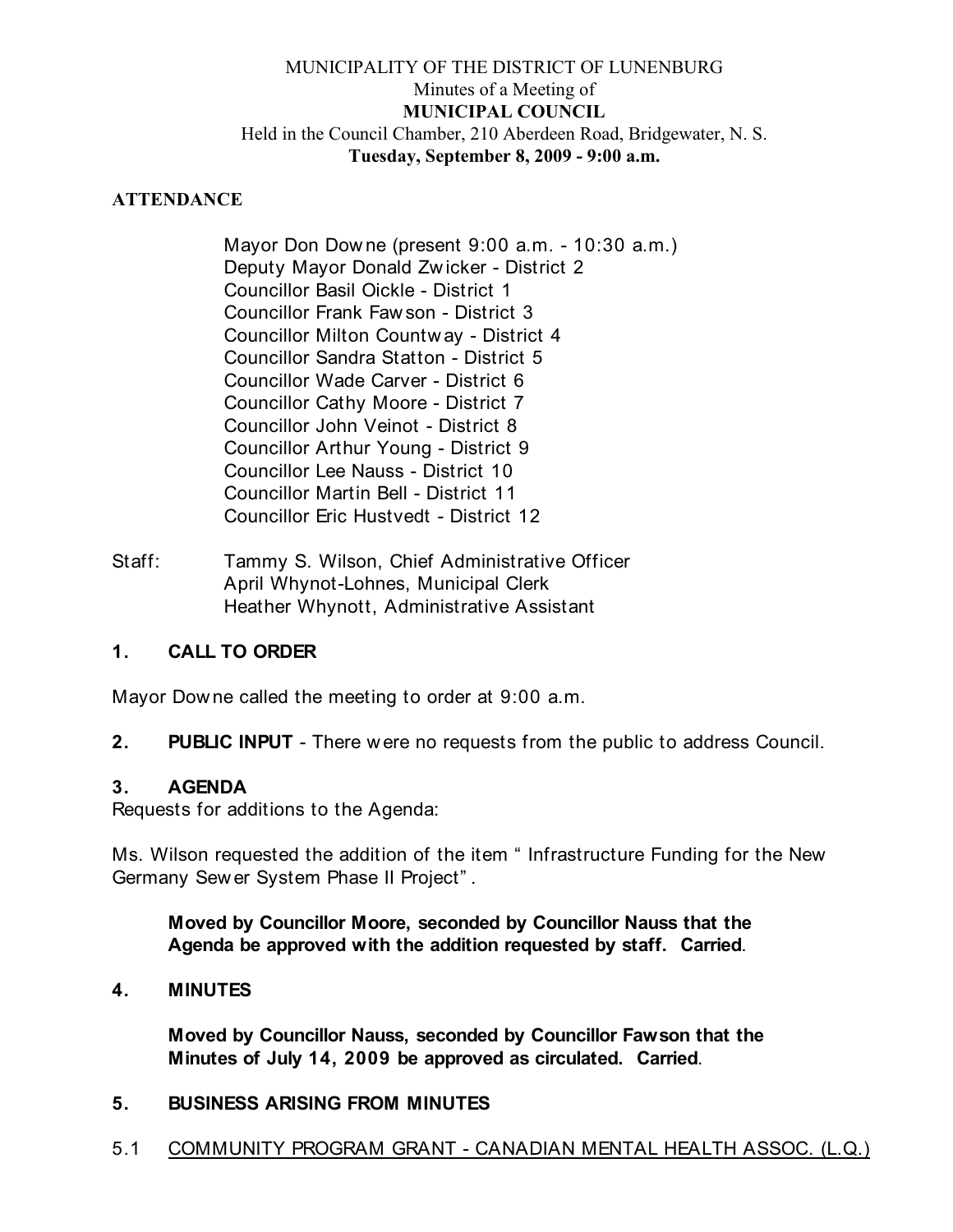MUNICIPALITY OF THE DISTRICT OF LUNENBURG
Minutes of a Meeting of
**MUNICIPAL COUNCIL**
Held in the Council Chamber, 210 Aberdeen Road, Bridgewater, N. S.
**Tuesday, September 8, 2009 - 9:00 a.m.**

**ATTENDANCE**

Mayor Don Downe (present 9:00 a.m. - 10:30 a.m.)
Deputy Mayor Donald Zwicker - District 2
Councillor Basil Oickle - District 1
Councillor Frank Fawson - District 3
Councillor Milton Countway - District 4
Councillor Sandra Statton - District 5
Councillor Wade Carver - District 6
Councillor Cathy Moore - District 7
Councillor John Veinot - District 8
Councillor Arthur Young - District 9
Councillor Lee Nauss - District 10
Councillor Martin Bell - District 11
Councillor Eric Hustvedt - District 12

Staff: Tammy S. Wilson, Chief Administrative Officer
April Whynot-Lohnes, Municipal Clerk
Heather Whynott, Administrative Assistant

## 1. CALL TO ORDER

Mayor Downe called the meeting to order at 9:00 a.m.

**2. PUBLIC INPUT** - There were no requests from the public to address Council.

## 3. AGENDA

Requests for additions to the Agenda:

Ms. Wilson requested the addition of the item " Infrastructure Funding for the New Germany Sewer System Phase II Project".

**Moved by Councillor Moore, seconded by Councillor Nauss that the Agenda be approved with the addition requested by staff. Carried**.

## 4. MINUTES

**Moved by Councillor Nauss, seconded by Councillor Fawson that the Minutes of July 14, 2009 be approved as circulated. Carried**.

## 5. BUSINESS ARISING FROM MINUTES

5.1 <u>COMMUNITY PROGRAM GRANT - CANADIAN MENTAL HEALTH ASSOC. (L.Q.)</u>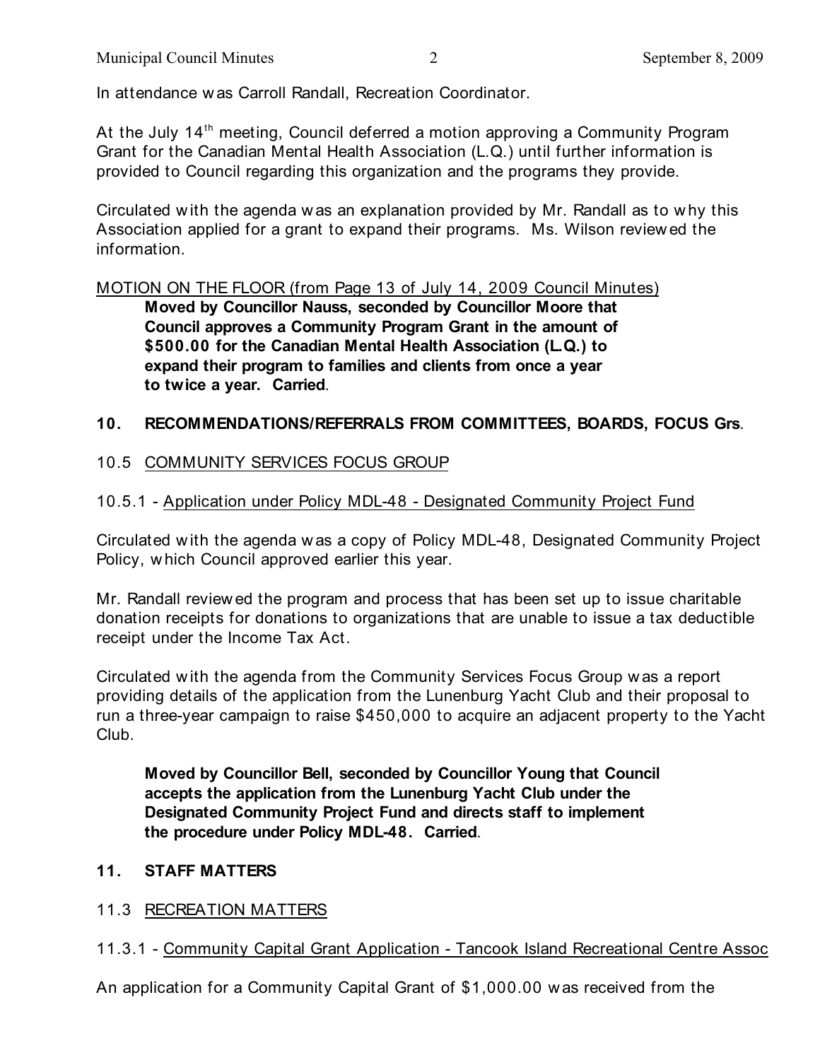In attendance was Carroll Randall, Recreation Coordinator.

At the July 14th meeting, Council deferred a motion approving a Community Program Grant for the Canadian Mental Health Association (L.Q.) until further information is provided to Council regarding this organization and the programs they provide.

Circulated with the agenda was an explanation provided by Mr. Randall as to why this Association applied for a grant to expand their programs. Ms. Wilson reviewed the information.

MOTION ON THE FLOOR (from Page 13 of July 14, 2009 Council Minutes)

> **Moved by Councillor Nauss, seconded by Councillor Moore that Council approves a Community Program Grant in the amount of $500.00 for the Canadian Mental Health Association (L.Q.) to expand their program to families and clients from once a year to twice a year. Carried**.

## 10. RECOMMENDATIONS/REFERRALS FROM COMMITTEES, BOARDS, FOCUS Grs.

### 10.5 COMMUNITY SERVICES FOCUS GROUP

10.5.1 - Application under Policy MDL-48 - Designated Community Project Fund

Circulated with the agenda was a copy of Policy MDL-48, Designated Community Project Policy, which Council approved earlier this year.

Mr. Randall reviewed the program and process that has been set up to issue charitable donation receipts for donations to organizations that are unable to issue a tax deductible receipt under the Income Tax Act.

Circulated with the agenda from the Community Services Focus Group was a report providing details of the application from the Lunenburg Yacht Club and their proposal to run a three-year campaign to raise $450,000 to acquire an adjacent property to the Yacht Club.

> **Moved by Councillor Bell, seconded by Councillor Young that Council accepts the application from the Lunenburg Yacht Club under the Designated Community Project Fund and directs staff to implement the procedure under Policy MDL-48. Carried**.

## 11. STAFF MATTERS

### 11.3 RECREATION MATTERS

11.3.1 - Community Capital Grant Application - Tancook Island Recreational Centre Assoc

An application for a Community Capital Grant of $1,000.00 was received from the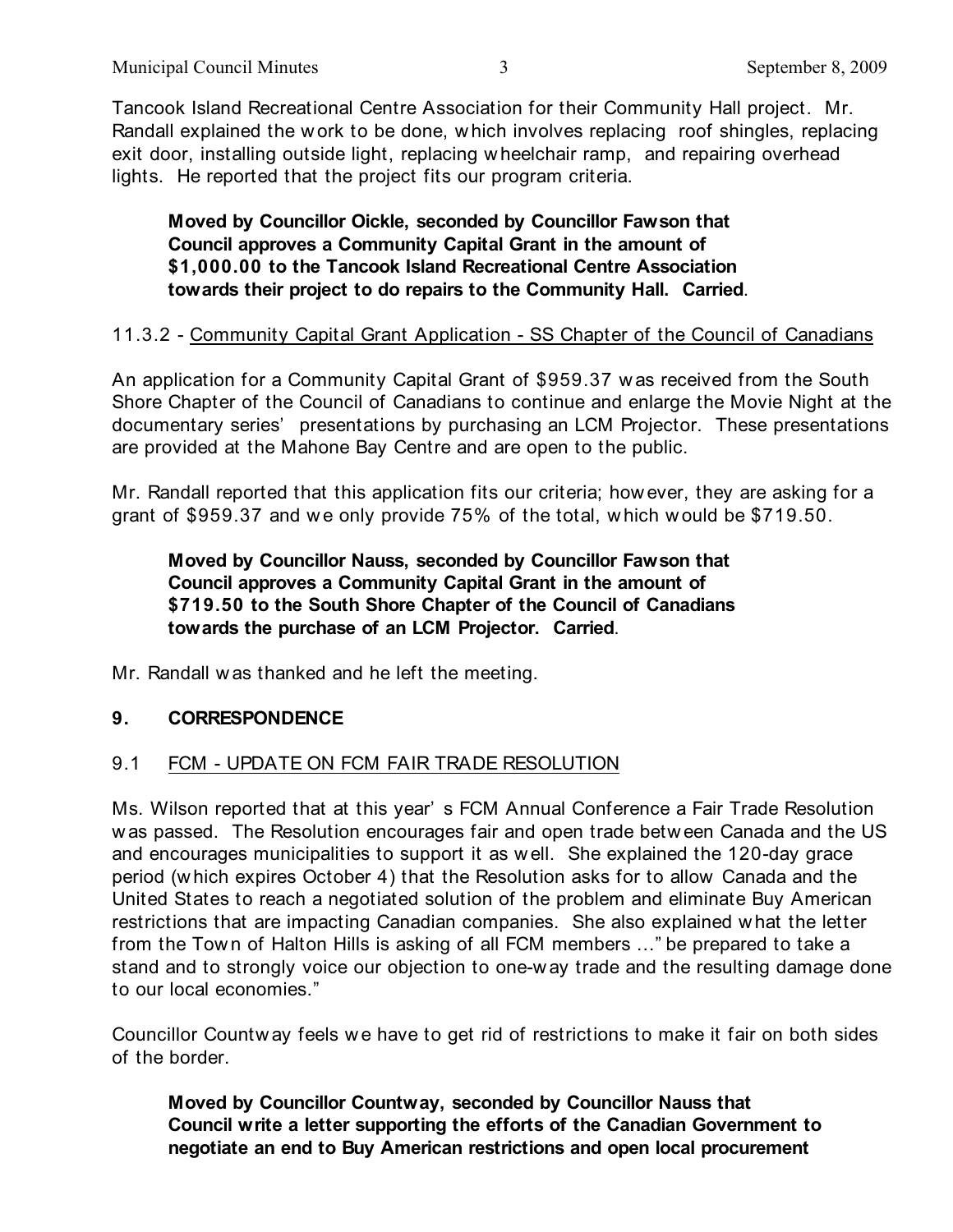Tancook Island Recreational Centre Association for their Community Hall project. Mr. Randall explained the work to be done, which involves replacing roof shingles, replacing exit door, installing outside light, replacing wheelchair ramp, and repairing overhead lights. He reported that the project fits our program criteria.

> **Moved by Councillor Oickle, seconded by Councillor Fawson that Council approves a Community Capital Grant in the amount of $1,000.00 to the Tancook Island Recreational Centre Association towards their project to do repairs to the Community Hall. Carried**.

11.3.2 - Community Capital Grant Application - SS Chapter of the Council of Canadians

An application for a Community Capital Grant of $959.37 was received from the South Shore Chapter of the Council of Canadians to continue and enlarge the Movie Night at the documentary series' presentations by purchasing an LCM Projector. These presentations are provided at the Mahone Bay Centre and are open to the public.

Mr. Randall reported that this application fits our criteria; however, they are asking for a grant of $959.37 and we only provide 75% of the total, which would be $719.50.

> **Moved by Councillor Nauss, seconded by Councillor Fawson that Council approves a Community Capital Grant in the amount of $719.50 to the South Shore Chapter of the Council of Canadians towards the purchase of an LCM Projector. Carried**.

Mr. Randall was thanked and he left the meeting.

## 9. CORRESPONDENCE

### 9.1 FCM - UPDATE ON FCM FAIR TRADE RESOLUTION

Ms. Wilson reported that at this year's FCM Annual Conference a Fair Trade Resolution was passed. The Resolution encourages fair and open trade between Canada and the US and encourages municipalities to support it as well. She explained the 120-day grace period (which expires October 4) that the Resolution asks for to allow Canada and the United States to reach a negotiated solution of the problem and eliminate Buy American restrictions that are impacting Canadian companies. She also explained what the letter from the Town of Halton Hills is asking of all FCM members ..." be prepared to take a stand and to strongly voice our objection to one-way trade and the resulting damage done to our local economies."

Councillor Countway feels we have to get rid of restrictions to make it fair on both sides of the border.

> **Moved by Councillor Countway, seconded by Councillor Nauss that Council write a letter supporting the efforts of the Canadian Government to negotiate an end to Buy American restrictions and open local procurement**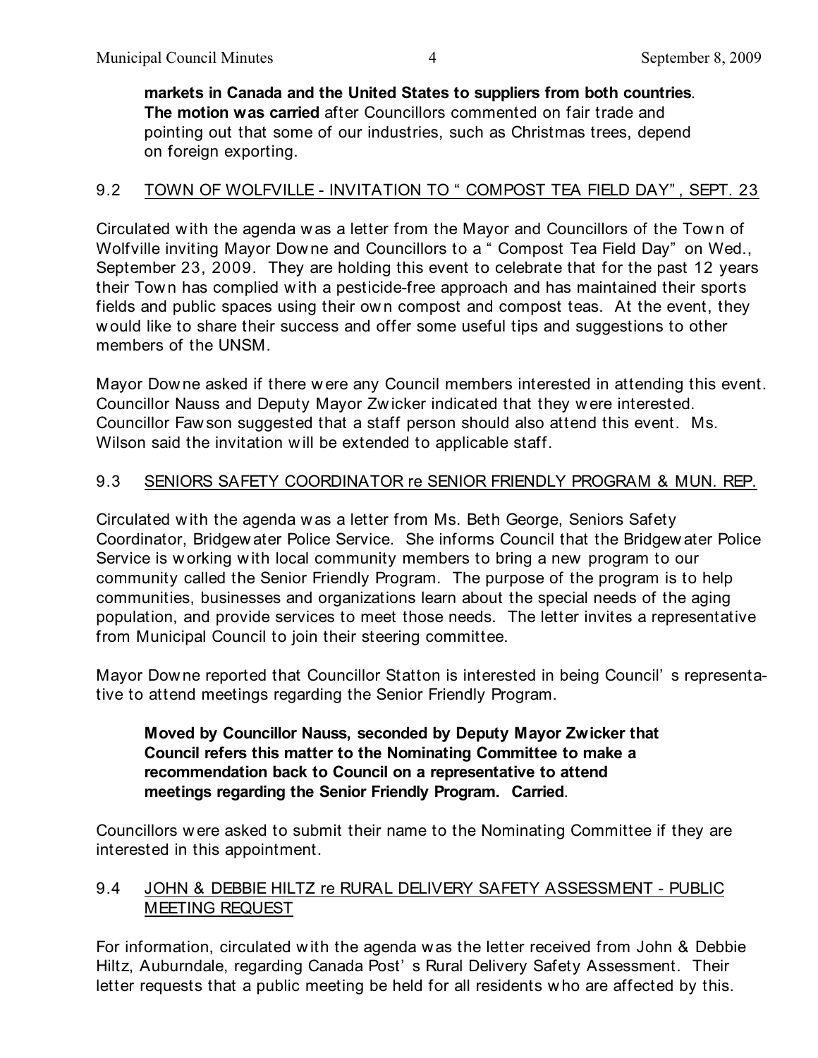**markets in Canada and the United States to suppliers from both countries**. **The motion was carried** after Councillors commented on fair trade and pointing out that some of our industries, such as Christmas trees, depend on foreign exporting.

## 9.2 TOWN OF WOLFVILLE - INVITATION TO " COMPOST TEA FIELD DAY" , SEPT. 23

Circulated with the agenda was a letter from the Mayor and Councillors of the Town of Wolfville inviting Mayor Downe and Councillors to a " Compost Tea Field Day" on Wed., September 23, 2009. They are holding this event to celebrate that for the past 12 years their Town has complied with a pesticide-free approach and has maintained their sports fields and public spaces using their own compost and compost teas. At the event, they would like to share their success and offer some useful tips and suggestions to other members of the UNSM.

Mayor Downe asked if there were any Council members interested in attending this event. Councillor Nauss and Deputy Mayor Zwicker indicated that they were interested. Councillor Fawson suggested that a staff person should also attend this event. Ms. Wilson said the invitation will be extended to applicable staff.

## 9.3 SENIORS SAFETY COORDINATOR re SENIOR FRIENDLY PROGRAM & MUN. REP.

Circulated with the agenda was a letter from Ms. Beth George, Seniors Safety Coordinator, Bridgewater Police Service. She informs Council that the Bridgewater Police Service is working with local community members to bring a new program to our community called the Senior Friendly Program. The purpose of the program is to help communities, businesses and organizations learn about the special needs of the aging population, and provide services to meet those needs. The letter invites a representative from Municipal Council to join their steering committee.

Mayor Downe reported that Councillor Statton is interested in being Council' s representative to attend meetings regarding the Senior Friendly Program.

> **Moved by Councillor Nauss, seconded by Deputy Mayor Zwicker that Council refers this matter to the Nominating Committee to make a recommendation back to Council on a representative to attend meetings regarding the Senior Friendly Program. Carried**.

Councillors were asked to submit their name to the Nominating Committee if they are interested in this appointment.

## 9.4 JOHN & DEBBIE HILTZ re RURAL DELIVERY SAFETY ASSESSMENT - PUBLIC MEETING REQUEST

For information, circulated with the agenda was the letter received from John & Debbie Hiltz, Auburndale, regarding Canada Post' s Rural Delivery Safety Assessment. Their letter requests that a public meeting be held for all residents who are affected by this.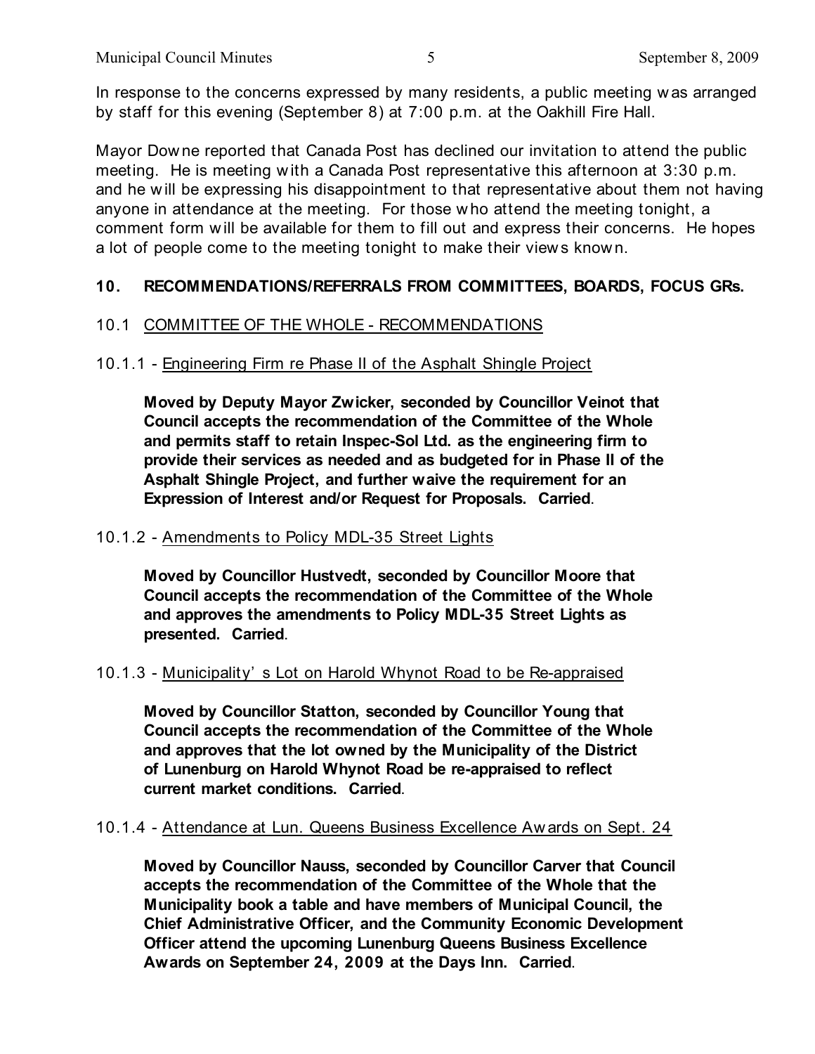In response to the concerns expressed by many residents, a public meeting was arranged by staff for this evening (September 8) at 7:00 p.m. at the Oakhill Fire Hall.

Mayor Downe reported that Canada Post has declined our invitation to attend the public meeting. He is meeting with a Canada Post representative this afternoon at 3:30 p.m. and he will be expressing his disappointment to that representative about them not having anyone in attendance at the meeting. For those who attend the meeting tonight, a comment form will be available for them to fill out and express their concerns. He hopes a lot of people come to the meeting tonight to make their views known.

## 10. RECOMMENDATIONS/REFERRALS FROM COMMITTEES, BOARDS, FOCUS GRs.

### 10.1 COMMITTEE OF THE WHOLE - RECOMMENDATIONS

#### 10.1.1 - Engineering Firm re Phase II of the Asphalt Shingle Project

**Moved by Deputy Mayor Zwicker, seconded by Councillor Veinot that Council accepts the recommendation of the Committee of the Whole and permits staff to retain Inspec-Sol Ltd. as the engineering firm to provide their services as needed and as budgeted for in Phase II of the Asphalt Shingle Project, and further waive the requirement for an Expression of Interest and/or Request for Proposals. Carried**.

#### 10.1.2 - Amendments to Policy MDL-35 Street Lights

**Moved by Councillor Hustvedt, seconded by Councillor Moore that Council accepts the recommendation of the Committee of the Whole and approves the amendments to Policy MDL-35 Street Lights as presented. Carried**.

#### 10.1.3 - Municipality's Lot on Harold Whynot Road to be Re-appraised

**Moved by Councillor Statton, seconded by Councillor Young that Council accepts the recommendation of the Committee of the Whole and approves that the lot owned by the Municipality of the District of Lunenburg on Harold Whynot Road be re-appraised to reflect current market conditions. Carried**.

#### 10.1.4 - Attendance at Lun. Queens Business Excellence Awards on Sept. 24

**Moved by Councillor Nauss, seconded by Councillor Carver that Council accepts the recommendation of the Committee of the Whole that the Municipality book a table and have members of Municipal Council, the Chief Administrative Officer, and the Community Economic Development Officer attend the upcoming Lunenburg Queens Business Excellence Awards on September 24, 2009 at the Days Inn. Carried**.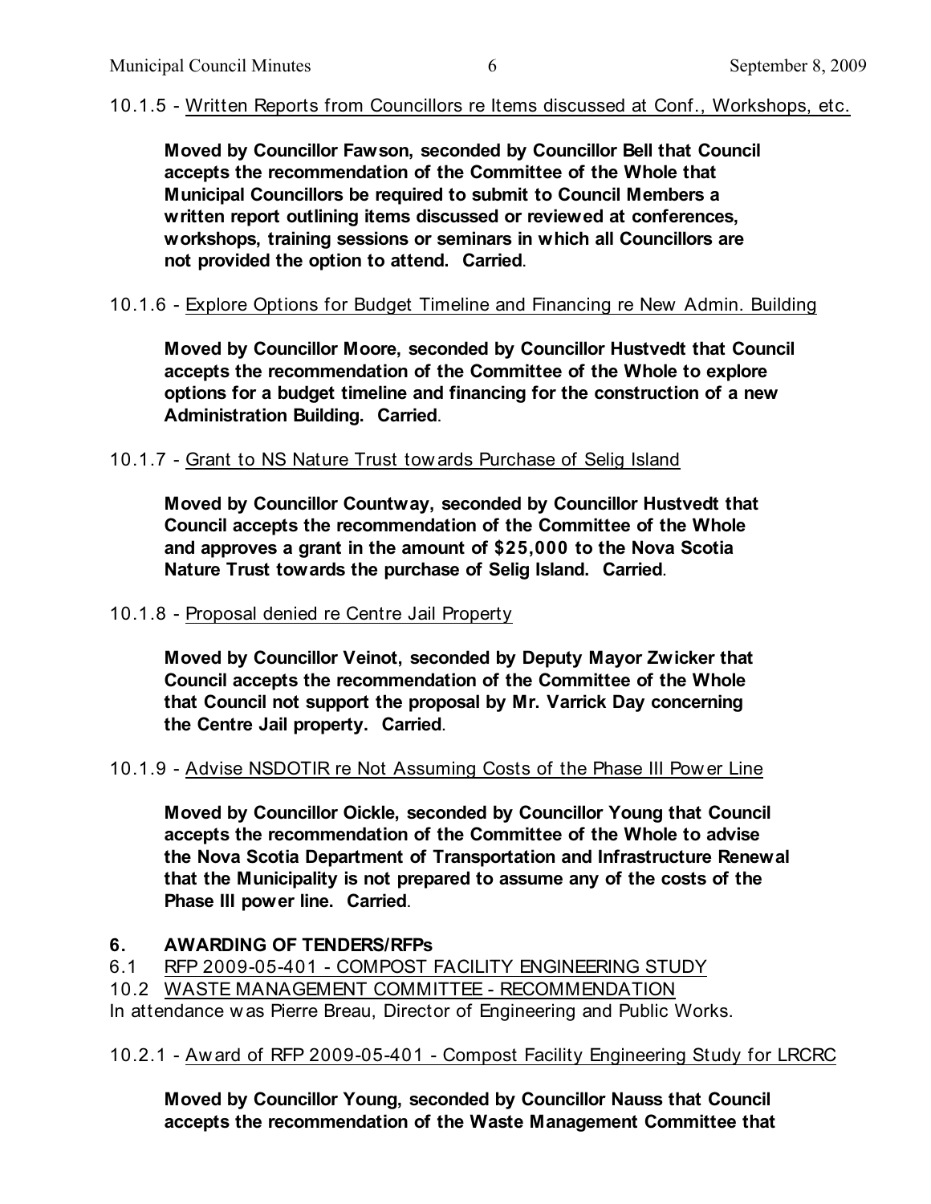10.1.5 - Written Reports from Councillors re Items discussed at Conf., Workshops, etc.

**Moved by Councillor Fawson, seconded by Councillor Bell that Council accepts the recommendation of the Committee of the Whole that Municipal Councillors be required to submit to Council Members a written report outlining items discussed or reviewed at conferences, workshops, training sessions or seminars in which all Councillors are not provided the option to attend. Carried**.

10.1.6 - Explore Options for Budget Timeline and Financing re New Admin. Building

**Moved by Councillor Moore, seconded by Councillor Hustvedt that Council accepts the recommendation of the Committee of the Whole to explore options for a budget timeline and financing for the construction of a new Administration Building. Carried**.

10.1.7 - Grant to NS Nature Trust towards Purchase of Selig Island

**Moved by Councillor Countway, seconded by Councillor Hustvedt that Council accepts the recommendation of the Committee of the Whole and approves a grant in the amount of $25,000 to the Nova Scotia Nature Trust towards the purchase of Selig Island. Carried**.

10.1.8 - Proposal denied re Centre Jail Property

**Moved by Councillor Veinot, seconded by Deputy Mayor Zwicker that Council accepts the recommendation of the Committee of the Whole that Council not support the proposal by Mr. Varrick Day concerning the Centre Jail property. Carried**.

10.1.9 - Advise NSDOTIR re Not Assuming Costs of the Phase III Power Line

**Moved by Councillor Oickle, seconded by Councillor Young that Council accepts the recommendation of the Committee of the Whole to advise the Nova Scotia Department of Transportation and Infrastructure Renewal that the Municipality is not prepared to assume any of the costs of the Phase III power line. Carried**.

## 6. AWARDING OF TENDERS/RFPs

6.1 RFP 2009-05-401 - COMPOST FACILITY ENGINEERING STUDY

10.2 WASTE MANAGEMENT COMMITTEE - RECOMMENDATION

In attendance was Pierre Breau, Director of Engineering and Public Works.

10.2.1 - Award of RFP 2009-05-401 - Compost Facility Engineering Study for LRCRC

**Moved by Councillor Young, seconded by Councillor Nauss that Council accepts the recommendation of the Waste Management Committee that**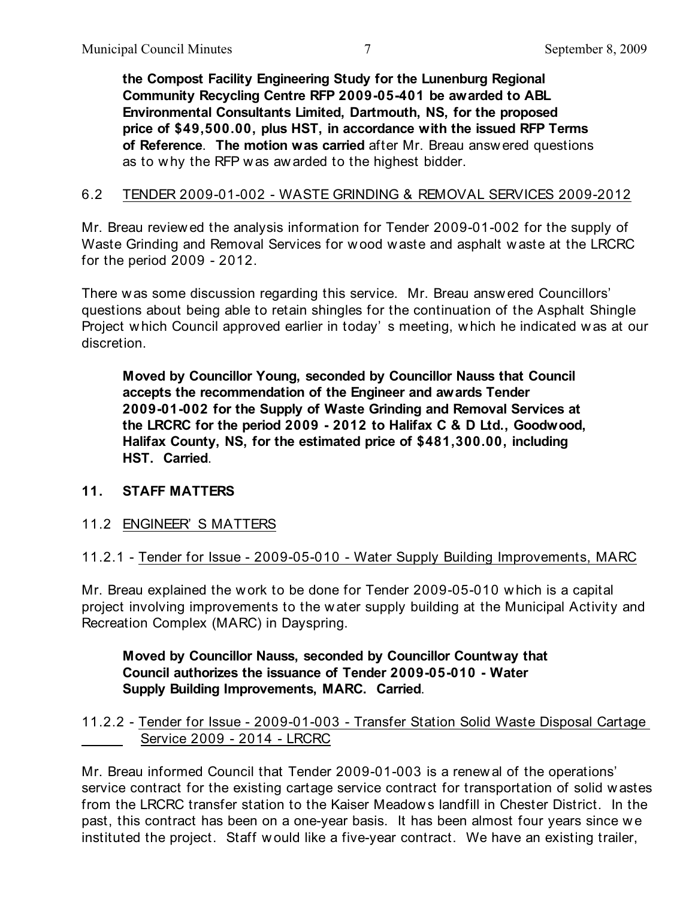**the Compost Facility Engineering Study for the Lunenburg Regional Community Recycling Centre RFP 2009-05-401 be awarded to ABL Environmental Consultants Limited, Dartmouth, NS, for the proposed price of $49,500.00, plus HST, in accordance with the issued RFP Terms of Reference**. **The motion was carried** after Mr. Breau answered questions as to why the RFP was awarded to the highest bidder.

6.2 TENDER 2009-01-002 - WASTE GRINDING & REMOVAL SERVICES 2009-2012

Mr. Breau reviewed the analysis information for Tender 2009-01-002 for the supply of Waste Grinding and Removal Services for wood waste and asphalt waste at the LRCRC for the period 2009 - 2012.

There was some discussion regarding this service. Mr. Breau answered Councillors' questions about being able to retain shingles for the continuation of the Asphalt Shingle Project which Council approved earlier in today's meeting, which he indicated was at our discretion.

**Moved by Councillor Young, seconded by Councillor Nauss that Council accepts the recommendation of the Engineer and awards Tender 2009-01-002 for the Supply of Waste Grinding and Removal Services at the LRCRC for the period 2009 - 2012 to Halifax C & D Ltd., Goodwood, Halifax County, NS, for the estimated price of $481,300.00, including HST. Carried**.

## 11. STAFF MATTERS

11.2 ENGINEER'S MATTERS

11.2.1 - Tender for Issue - 2009-05-010 - Water Supply Building Improvements, MARC

Mr. Breau explained the work to be done for Tender 2009-05-010 which is a capital project involving improvements to the water supply building at the Municipal Activity and Recreation Complex (MARC) in Dayspring.

**Moved by Councillor Nauss, seconded by Councillor Countway that Council authorizes the issuance of Tender 2009-05-010 - Water Supply Building Improvements, MARC. Carried**.

11.2.2 - Tender for Issue - 2009-01-003 - Transfer Station Solid Waste Disposal Cartage Service 2009 - 2014 - LRCRC

Mr. Breau informed Council that Tender 2009-01-003 is a renewal of the operations' service contract for the existing cartage service contract for transportation of solid wastes from the LRCRC transfer station to the Kaiser Meadows landfill in Chester District. In the past, this contract has been on a one-year basis. It has been almost four years since we instituted the project. Staff would like a five-year contract. We have an existing trailer,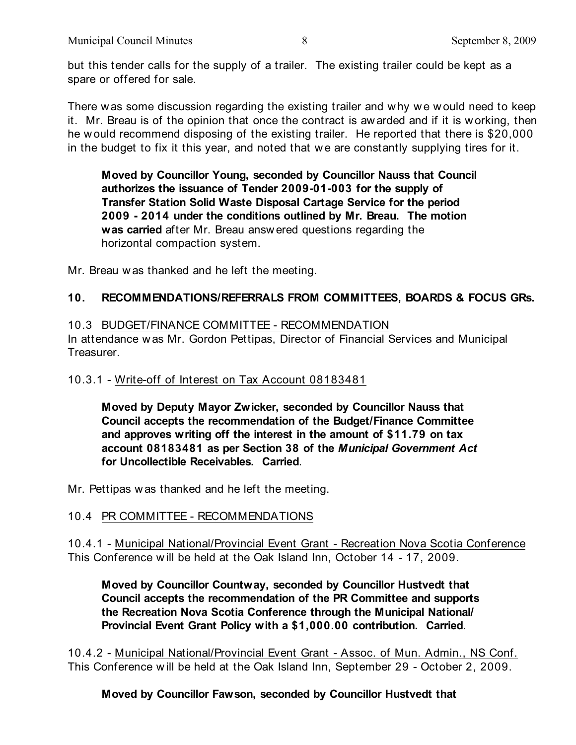but this tender calls for the supply of a trailer. The existing trailer could be kept as a spare or offered for sale.

There was some discussion regarding the existing trailer and why we would need to keep it. Mr. Breau is of the opinion that once the contract is awarded and if it is working, then he would recommend disposing of the existing trailer. He reported that there is $20,000 in the budget to fix it this year, and noted that we are constantly supplying tires for it.

> **Moved by Councillor Young, seconded by Councillor Nauss that Council authorizes the issuance of Tender 2009-01-003 for the supply of Transfer Station Solid Waste Disposal Cartage Service for the period 2009 - 2014 under the conditions outlined by Mr. Breau. The motion was carried** after Mr. Breau answered questions regarding the horizontal compaction system.

Mr. Breau was thanked and he left the meeting.

## 10. RECOMMENDATIONS/REFERRALS FROM COMMITTEES, BOARDS & FOCUS GRs.

10.3 <u>BUDGET/FINANCE COMMITTEE - RECOMMENDATION</u>
In attendance was Mr. Gordon Pettipas, Director of Financial Services and Municipal Treasurer.

10.3.1 - <u>Write-off of Interest on Tax Account 08183481</u>

> **Moved by Deputy Mayor Zwicker, seconded by Councillor Nauss that Council accepts the recommendation of the Budget/Finance Committee and approves writing off the interest in the amount of $11.79 on tax account 08183481 as per Section 38 of the *Municipal Government Act* for Uncollectible Receivables. Carried**.

Mr. Pettipas was thanked and he left the meeting.

10.4 <u>PR COMMITTEE - RECOMMENDATIONS</u>

10.4.1 - <u>Municipal National/Provincial Event Grant - Recreation Nova Scotia Conference</u>
This Conference will be held at the Oak Island Inn, October 14 - 17, 2009.

> **Moved by Councillor Countway, seconded by Councillor Hustvedt that Council accepts the recommendation of the PR Committee and supports the Recreation Nova Scotia Conference through the Municipal National/ Provincial Event Grant Policy with a $1,000.00 contribution. Carried**.

10.4.2 - <u>Municipal National/Provincial Event Grant - Assoc. of Mun. Admin., NS Conf.</u>
This Conference will be held at the Oak Island Inn, September 29 - October 2, 2009.

> **Moved by Councillor Fawson, seconded by Councillor Hustvedt that**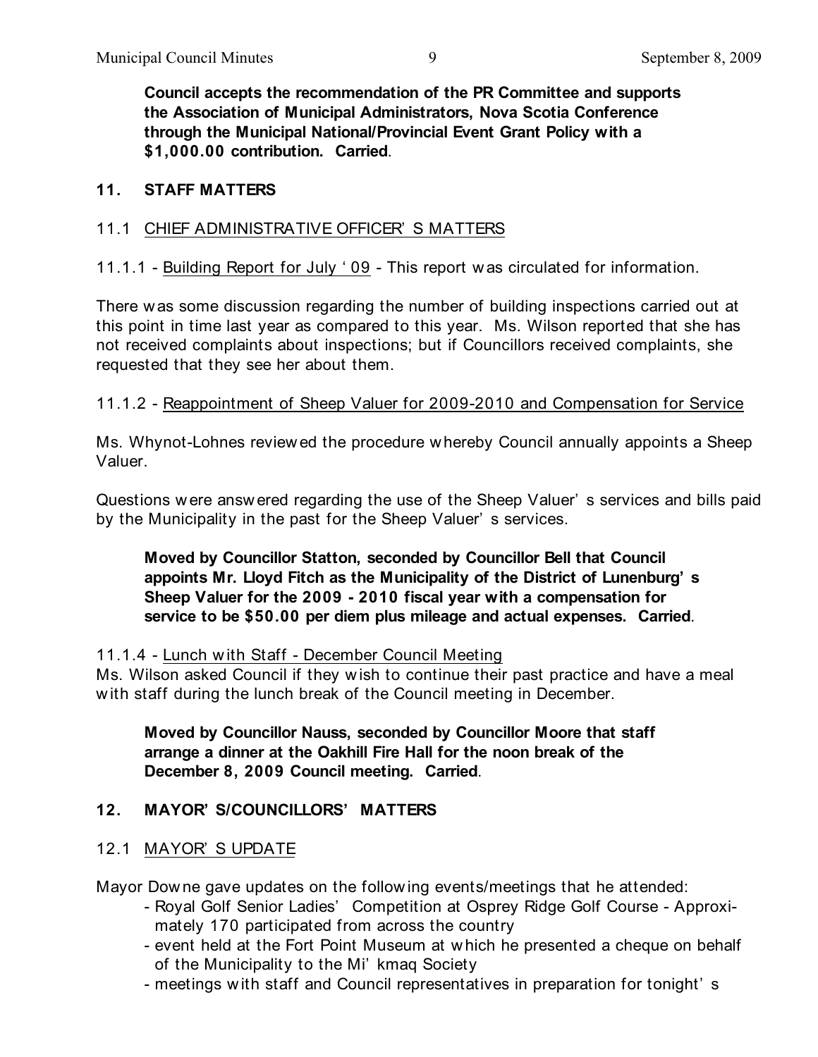**Council accepts the recommendation of the PR Committee and supports the Association of Municipal Administrators, Nova Scotia Conference through the Municipal National/Provincial Event Grant Policy with a $1,000.00 contribution. Carried**.

## 11. STAFF MATTERS

### 11.1 CHIEF ADMINISTRATIVE OFFICER'S MATTERS

11.1.1 - Building Report for July '09 - This report was circulated for information.

There was some discussion regarding the number of building inspections carried out at this point in time last year as compared to this year. Ms. Wilson reported that she has not received complaints about inspections; but if Councillors received complaints, she requested that they see her about them.

11.1.2 - Reappointment of Sheep Valuer for 2009-2010 and Compensation for Service

Ms. Whynot-Lohnes reviewed the procedure whereby Council annually appoints a Sheep Valuer.

Questions were answered regarding the use of the Sheep Valuer's services and bills paid by the Municipality in the past for the Sheep Valuer's services.

**Moved by Councillor Statton, seconded by Councillor Bell that Council appoints Mr. Lloyd Fitch as the Municipality of the District of Lunenburg's Sheep Valuer for the 2009 - 2010 fiscal year with a compensation for service to be $50.00 per diem plus mileage and actual expenses. Carried**.

11.1.4 - Lunch with Staff - December Council Meeting
Ms. Wilson asked Council if they wish to continue their past practice and have a meal with staff during the lunch break of the Council meeting in December.

**Moved by Councillor Nauss, seconded by Councillor Moore that staff arrange a dinner at the Oakhill Fire Hall for the noon break of the December 8, 2009 Council meeting. Carried**.

## 12. MAYOR'S/COUNCILLORS' MATTERS

### 12.1 MAYOR'S UPDATE

Mayor Downe gave updates on the following events/meetings that he attended:

- Royal Golf Senior Ladies' Competition at Osprey Ridge Golf Course - Approximately 170 participated from across the country
- event held at the Fort Point Museum at which he presented a cheque on behalf of the Municipality to the Mi'kmaq Society
- meetings with staff and Council representatives in preparation for tonight's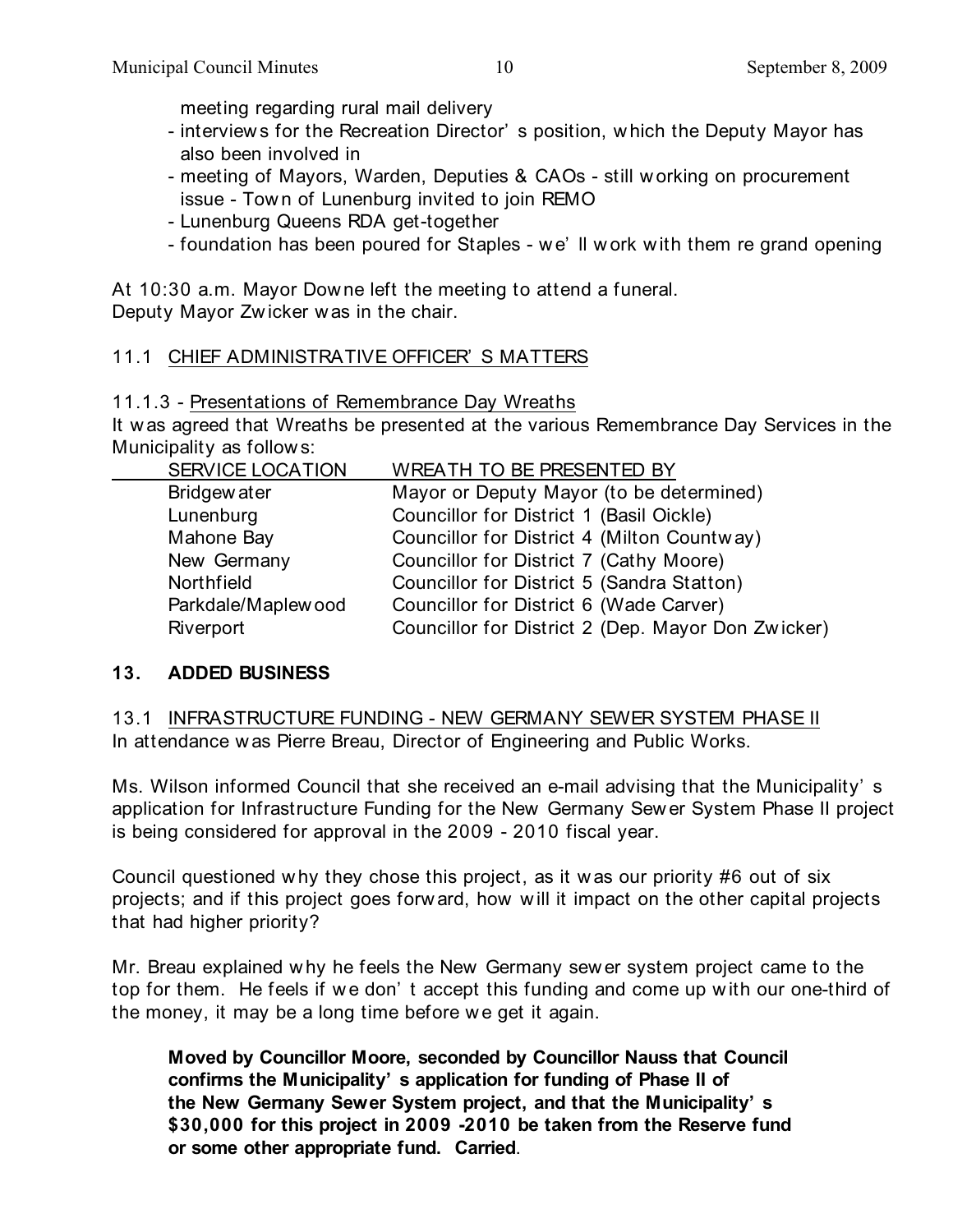meeting regarding rural mail delivery
- interviews for the Recreation Director's position, which the Deputy Mayor has also been involved in
- meeting of Mayors, Warden, Deputies & CAOs - still working on procurement issue - Town of Lunenburg invited to join REMO
- Lunenburg Queens RDA get-together
- foundation has been poured for Staples - we'll work with them re grand opening

At 10:30 a.m. Mayor Downe left the meeting to attend a funeral.
Deputy Mayor Zwicker was in the chair.

## 11.1 CHIEF ADMINISTRATIVE OFFICER'S MATTERS

11.1.3 - Presentations of Remembrance Day Wreaths

It was agreed that Wreaths be presented at the various Remembrance Day Services in the Municipality as follows:

| SERVICE LOCATION | WREATH TO BE PRESENTED BY |
|---|---|
| Bridgewater | Mayor or Deputy Mayor (to be determined) |
| Lunenburg | Councillor for District 1 (Basil Oickle) |
| Mahone Bay | Councillor for District 4 (Milton Countway) |
| New Germany | Councillor for District 7 (Cathy Moore) |
| Northfield | Councillor for District 5 (Sandra Statton) |
| Parkdale/Maplewood | Councillor for District 6 (Wade Carver) |
| Riverport | Councillor for District 2 (Dep. Mayor Don Zwicker) |

## 13. ADDED BUSINESS

13.1 INFRASTRUCTURE FUNDING - NEW GERMANY SEWER SYSTEM PHASE II

In attendance was Pierre Breau, Director of Engineering and Public Works.

Ms. Wilson informed Council that she received an e-mail advising that the Municipality's application for Infrastructure Funding for the New Germany Sewer System Phase II project is being considered for approval in the 2009 - 2010 fiscal year.

Council questioned why they chose this project, as it was our priority #6 out of six projects; and if this project goes forward, how will it impact on the other capital projects that had higher priority?

Mr. Breau explained why he feels the New Germany sewer system project came to the top for them. He feels if we don't accept this funding and come up with our one-third of the money, it may be a long time before we get it again.

> **Moved by Councillor Moore, seconded by Councillor Nauss that Council confirms the Municipality's application for funding of Phase II of the New Germany Sewer System project, and that the Municipality's $30,000 for this project in 2009 -2010 be taken from the Reserve fund or some other appropriate fund. Carried**.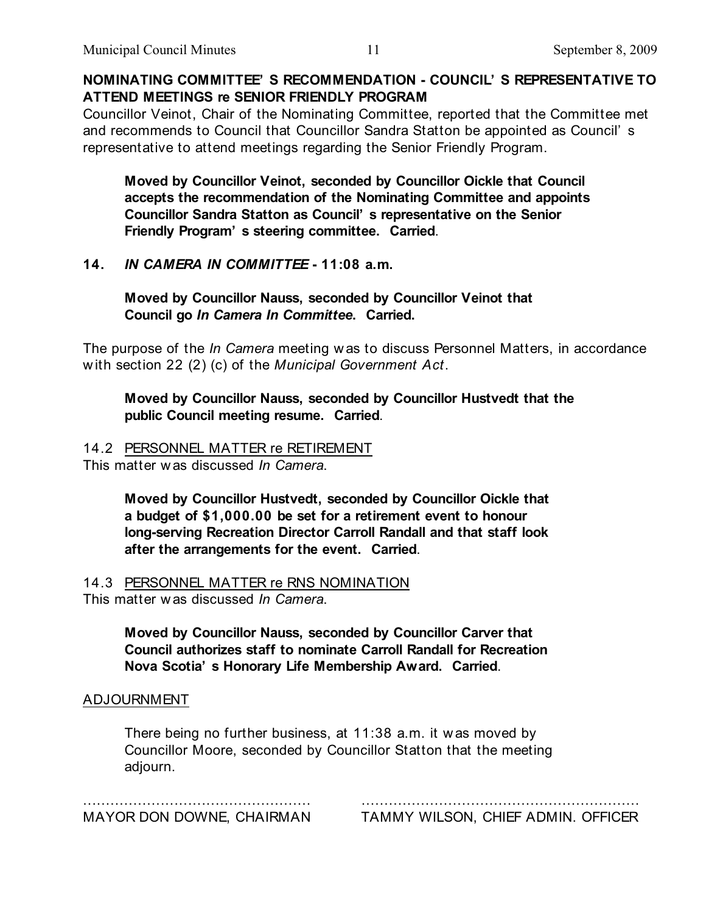**NOMINATING COMMITTEE' S RECOMMENDATION - COUNCIL' S REPRESENTATIVE TO ATTEND MEETINGS re SENIOR FRIENDLY PROGRAM**

Councillor Veinot, Chair of the Nominating Committee, reported that the Committee met and recommends to Council that Councillor Sandra Statton be appointed as Council' s representative to attend meetings regarding the Senior Friendly Program.

> **Moved by Councillor Veinot, seconded by Councillor Oickle that Council accepts the recommendation of the Nominating Committee and appoints Councillor Sandra Statton as Council' s representative on the Senior Friendly Program' s steering committee. Carried**.

**14. *IN CAMERA IN COMMITTEE* - 11:08 a.m.**

> **Moved by Councillor Nauss, seconded by Councillor Veinot that Council go *In Camera In Committee*. Carried.**

The purpose of the *In Camera* meeting was to discuss Personnel Matters, in accordance with section 22 (2) (c) of the *Municipal Government Act*.

> **Moved by Councillor Nauss, seconded by Councillor Hustvedt that the public Council meeting resume. Carried**.

14.2 PERSONNEL MATTER re RETIREMENT

This matter was discussed *In Camera*.

> **Moved by Councillor Hustvedt, seconded by Councillor Oickle that a budget of $1,000.00 be set for a retirement event to honour long-serving Recreation Director Carroll Randall and that staff look after the arrangements for the event. Carried**.

14.3 PERSONNEL MATTER re RNS NOMINATION

This matter was discussed *In Camera*.

> **Moved by Councillor Nauss, seconded by Councillor Carver that Council authorizes staff to nominate Carroll Randall for Recreation Nova Scotia' s Honorary Life Membership Award. Carried**.

ADJOURNMENT

> There being no further business, at 11:38 a.m. it was moved by Councillor Moore, seconded by Councillor Statton that the meeting adjourn.

| | |
|---|---|
| ............................................... | ............................................................ |
| MAYOR DON DOWNE, CHAIRMAN | TAMMY WILSON, CHIEF ADMIN. OFFICER |